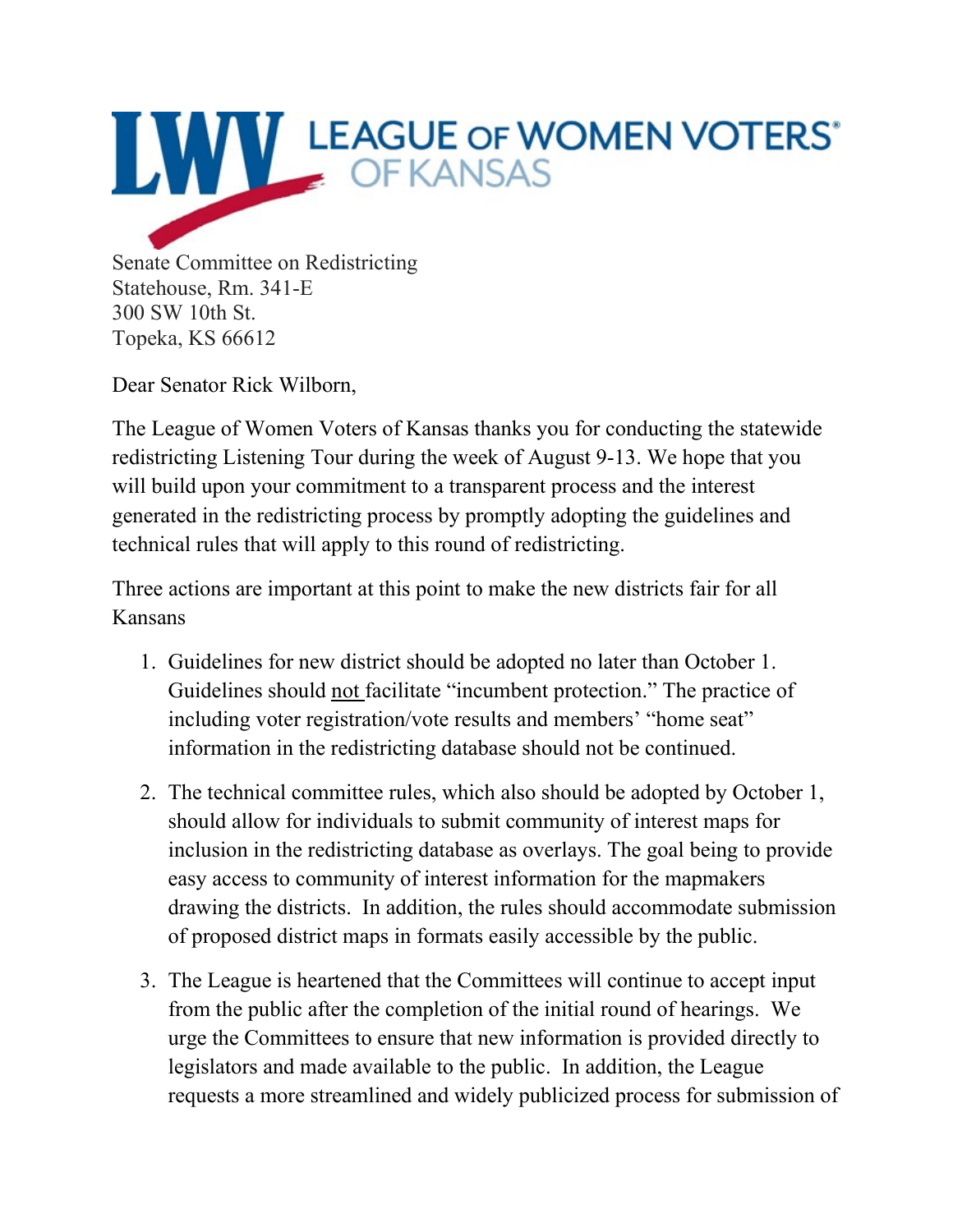LEAGUE OF WOMEN VOTERS OF KANSAS

Senate Committee on Redistricting
Statehouse, Rm. 341-E
300 SW 10th St.
Topeka, KS 66612

Dear Senator Rick Wilborn,

The League of Women Voters of Kansas thanks you for conducting the statewide redistricting Listening Tour during the week of August 9-13. We hope that you will build upon your commitment to a transparent process and the interest generated in the redistricting process by promptly adopting the guidelines and technical rules that will apply to this round of redistricting.

Three actions are important at this point to make the new districts fair for all Kansans

1. Guidelines for new district should be adopted no later than October 1. Guidelines should <u>not</u> facilitate "incumbent protection." The practice of including voter registration/vote results and members' "home seat" information in the redistricting database should not be continued.

2. The technical committee rules, which also should be adopted by October 1, should allow for individuals to submit community of interest maps for inclusion in the redistricting database as overlays. The goal being to provide easy access to community of interest information for the mapmakers drawing the districts. In addition, the rules should accommodate submission of proposed district maps in formats easily accessible by the public.

3. The League is heartened that the Committees will continue to accept input from the public after the completion of the initial round of hearings. We urge the Committees to ensure that new information is provided directly to legislators and made available to the public. In addition, the League requests a more streamlined and widely publicized process for submission of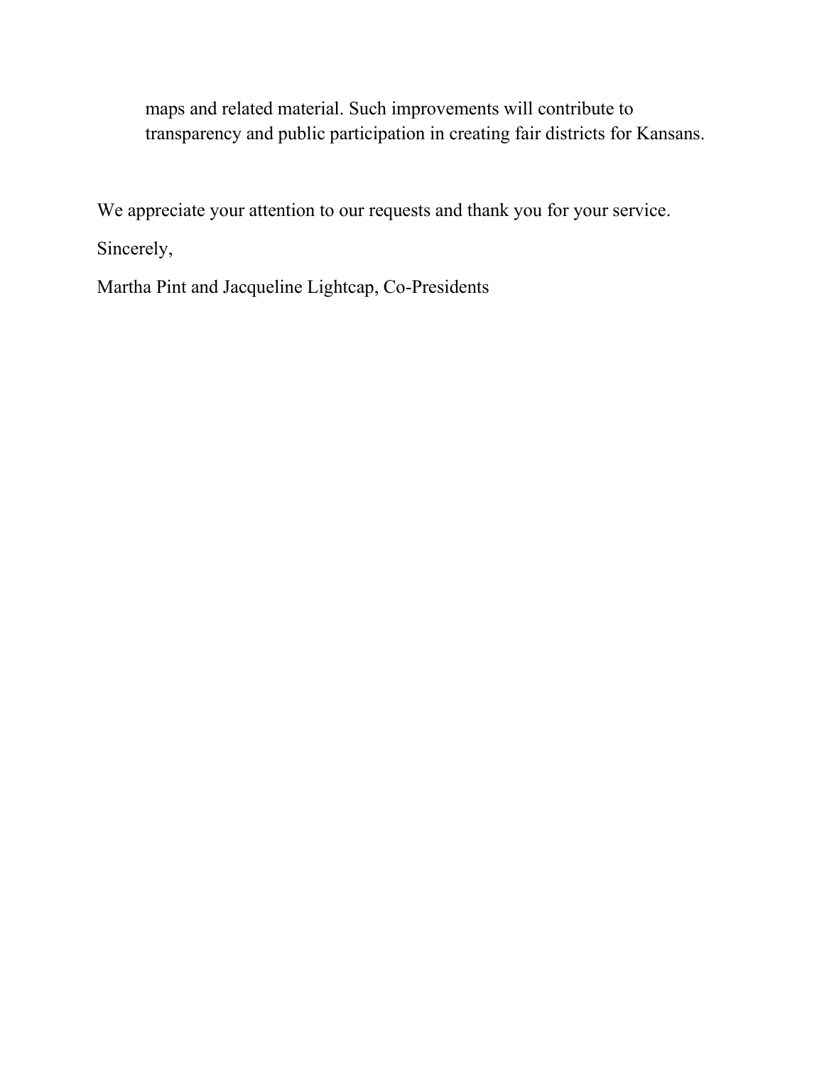maps and related material. Such improvements will contribute to transparency and public participation in creating fair districts for Kansans.

We appreciate your attention to our requests and thank you for your service.

Sincerely,

Martha Pint and Jacqueline Lightcap, Co-Presidents